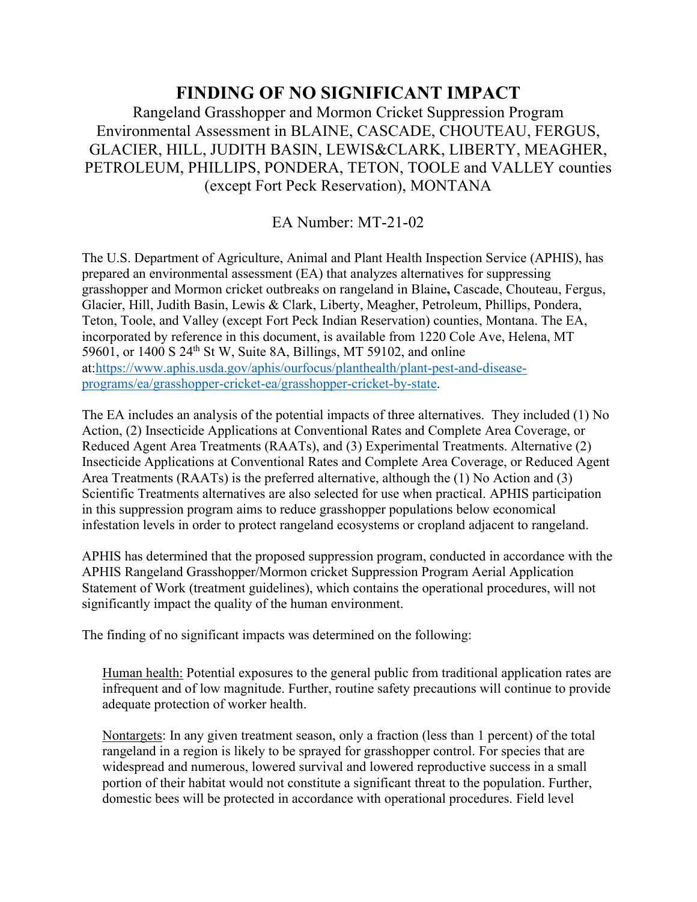# FINDING OF NO SIGNIFICANT IMPACT

Rangeland Grasshopper and Mormon Cricket Suppression Program Environmental Assessment in BLAINE, CASCADE, CHOUTEAU, FERGUS, GLACIER, HILL, JUDITH BASIN, LEWIS&CLARK, LIBERTY, MEAGHER, PETROLEUM, PHILLIPS, PONDERA, TETON, TOOLE and VALLEY counties (except Fort Peck Reservation), MONTANA

EA Number: MT-21-02

The U.S. Department of Agriculture, Animal and Plant Health Inspection Service (APHIS), has prepared an environmental assessment (EA) that analyzes alternatives for suppressing grasshopper and Mormon cricket outbreaks on rangeland in Blaine**,** Cascade, Chouteau, Fergus, Glacier, Hill, Judith Basin, Lewis & Clark, Liberty, Meagher, Petroleum, Phillips, Pondera, Teton, Toole, and Valley (except Fort Peck Indian Reservation) counties, Montana. The EA, incorporated by reference in this document, is available from 1220 Cole Ave, Helena, MT 59601, or 1400 S 24th St W, Suite 8A, Billings, MT 59102, and online at:[https://www.aphis.usda.gov/aphis/ourfocus/planthealth/plant-pest-and-disease-programs/ea/grasshopper-cricket-ea/grasshopper-cricket-by-state](https://www.aphis.usda.gov/aphis/ourfocus/planthealth/plant-pest-and-disease-programs/ea/grasshopper-cricket-ea/grasshopper-cricket-by-state).

The EA includes an analysis of the potential impacts of three alternatives. They included (1) No Action, (2) Insecticide Applications at Conventional Rates and Complete Area Coverage, or Reduced Agent Area Treatments (RAATs), and (3) Experimental Treatments. Alternative (2) Insecticide Applications at Conventional Rates and Complete Area Coverage, or Reduced Agent Area Treatments (RAATs) is the preferred alternative, although the (1) No Action and (3) Scientific Treatments alternatives are also selected for use when practical. APHIS participation in this suppression program aims to reduce grasshopper populations below economical infestation levels in order to protect rangeland ecosystems or cropland adjacent to rangeland.

APHIS has determined that the proposed suppression program, conducted in accordance with the APHIS Rangeland Grasshopper/Mormon cricket Suppression Program Aerial Application Statement of Work (treatment guidelines), which contains the operational procedures, will not significantly impact the quality of the human environment.

The finding of no significant impacts was determined on the following:

Human health: Potential exposures to the general public from traditional application rates are infrequent and of low magnitude. Further, routine safety precautions will continue to provide adequate protection of worker health.

Nontargets: In any given treatment season, only a fraction (less than 1 percent) of the total rangeland in a region is likely to be sprayed for grasshopper control. For species that are widespread and numerous, lowered survival and lowered reproductive success in a small portion of their habitat would not constitute a significant threat to the population. Further, domestic bees will be protected in accordance with operational procedures. Field level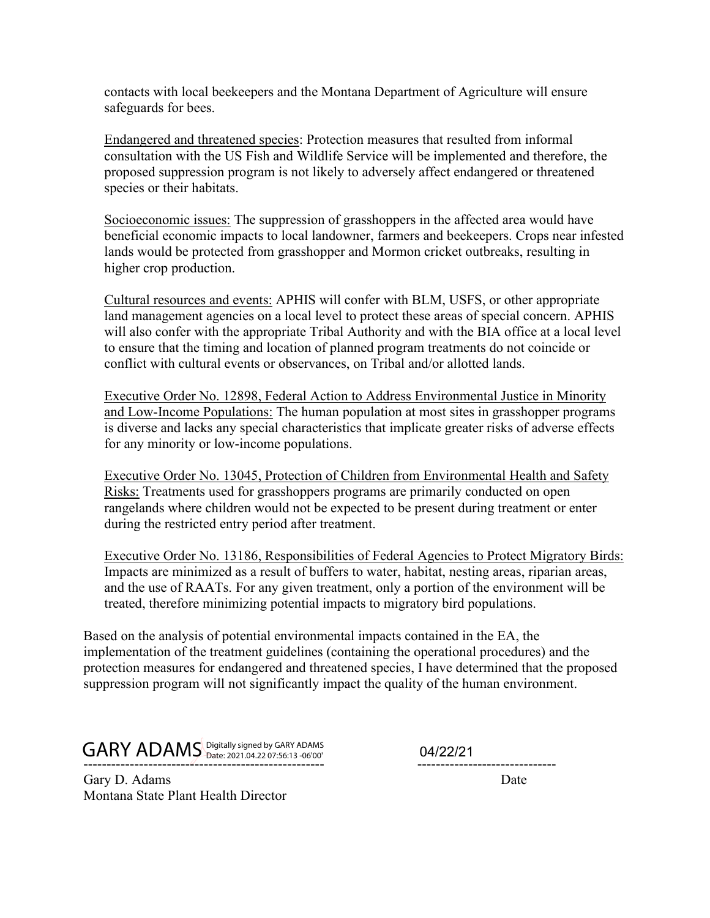contacts with local beekeepers and the Montana Department of Agriculture will ensure safeguards for bees.

Endangered and threatened species: Protection measures that resulted from informal consultation with the US Fish and Wildlife Service will be implemented and therefore, the proposed suppression program is not likely to adversely affect endangered or threatened species or their habitats.

Socioeconomic issues: The suppression of grasshoppers in the affected area would have beneficial economic impacts to local landowner, farmers and beekeepers. Crops near infested lands would be protected from grasshopper and Mormon cricket outbreaks, resulting in higher crop production.

Cultural resources and events: APHIS will confer with BLM, USFS, or other appropriate land management agencies on a local level to protect these areas of special concern. APHIS will also confer with the appropriate Tribal Authority and with the BIA office at a local level to ensure that the timing and location of planned program treatments do not coincide or conflict with cultural events or observances, on Tribal and/or allotted lands.

Executive Order No. 12898, Federal Action to Address Environmental Justice in Minority and Low-Income Populations: The human population at most sites in grasshopper programs is diverse and lacks any special characteristics that implicate greater risks of adverse effects for any minority or low-income populations.

Executive Order No. 13045, Protection of Children from Environmental Health and Safety Risks: Treatments used for grasshoppers programs are primarily conducted on open rangelands where children would not be expected to be present during treatment or enter during the restricted entry period after treatment.

Executive Order No. 13186, Responsibilities of Federal Agencies to Protect Migratory Birds: Impacts are minimized as a result of buffers to water, habitat, nesting areas, riparian areas, and the use of RAATs. For any given treatment, only a portion of the environment will be treated, therefore minimizing potential impacts to migratory bird populations.

Based on the analysis of potential environmental impacts contained in the EA, the implementation of the treatment guidelines (containing the operational procedures) and the protection measures for endangered and threatened species, I have determined that the proposed suppression program will not significantly impact the quality of the human environment.

GARY ADAMS Digitally signed by GARY ADAMS Date: 2021.04.22 07:56:13 -06'00'

04/22/21

Gary D. Adams
Montana State Plant Health Director

Date